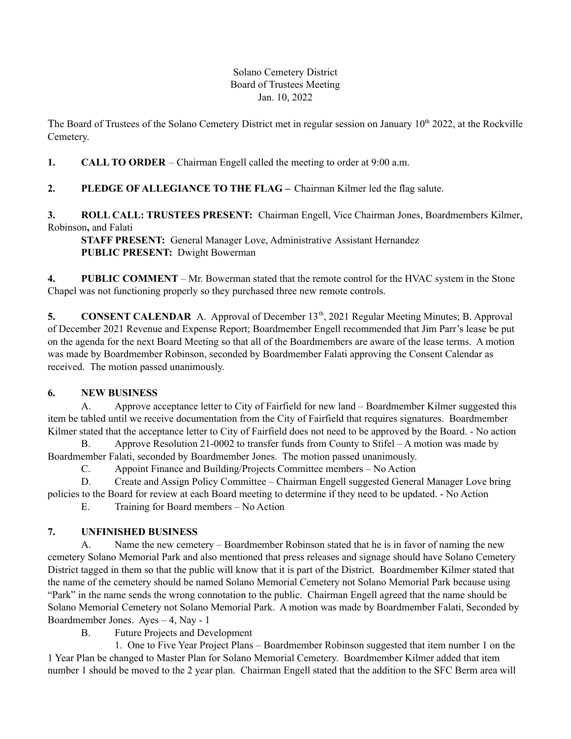Solano Cemetery District
Board of Trustees Meeting
Jan. 10, 2022

The Board of Trustees of the Solano Cemetery District met in regular session on January 10th 2022, at the Rockville Cemetery.

**1. CALL TO ORDER** – Chairman Engell called the meeting to order at 9:00 a.m.

**2. PLEDGE OF ALLEGIANCE TO THE FLAG –** Chairman Kilmer led the flag salute.

**3. ROLL CALL: TRUSTEES PRESENT:** Chairman Engell, Vice Chairman Jones, Boardmembers Kilmer, Robinson**,** and Falati

**STAFF PRESENT:** General Manager Love, Administrative Assistant Hernandez
**PUBLIC PRESENT:** Dwight Bowerman

**4. PUBLIC COMMENT** – Mr. Bowerman stated that the remote control for the HVAC system in the Stone Chapel was not functioning properly so they purchased three new remote controls.

**5. CONSENT CALENDAR** A. Approval of December 13th, 2021 Regular Meeting Minutes; B. Approval of December 2021 Revenue and Expense Report; Boardmember Engell recommended that Jim Parr's lease be put on the agenda for the next Board Meeting so that all of the Boardmembers are aware of the lease terms. A motion was made by Boardmember Robinson, seconded by Boardmember Falati approving the Consent Calendar as received. The motion passed unanimously.

**6. NEW BUSINESS**

A. Approve acceptance letter to City of Fairfield for new land – Boardmember Kilmer suggested this item be tabled until we receive documentation from the City of Fairfield that requires signatures. Boardmember Kilmer stated that the acceptance letter to City of Fairfield does not need to be approved by the Board. - No action

B. Approve Resolution 21-0002 to transfer funds from County to Stifel – A motion was made by Boardmember Falati, seconded by Boardmember Jones. The motion passed unanimously.

C. Appoint Finance and Building/Projects Committee members – No Action

D. Create and Assign Policy Committee – Chairman Engell suggested General Manager Love bring policies to the Board for review at each Board meeting to determine if they need to be updated. - No Action

E. Training for Board members – No Action

**7. UNFINISHED BUSINESS**

A. Name the new cemetery – Boardmember Robinson stated that he is in favor of naming the new cemetery Solano Memorial Park and also mentioned that press releases and signage should have Solano Cemetery District tagged in them so that the public will know that it is part of the District. Boardmember Kilmer stated that the name of the cemetery should be named Solano Memorial Cemetery not Solano Memorial Park because using "Park" in the name sends the wrong connotation to the public. Chairman Engell agreed that the name should be Solano Memorial Cemetery not Solano Memorial Park. A motion was made by Boardmember Falati, Seconded by Boardmember Jones. Ayes – 4, Nay - 1

B. Future Projects and Development

1. One to Five Year Project Plans – Boardmember Robinson suggested that item number 1 on the 1 Year Plan be changed to Master Plan for Solano Memorial Cemetery. Boardmember Kilmer added that item number 1 should be moved to the 2 year plan. Chairman Engell stated that the addition to the SFC Berm area will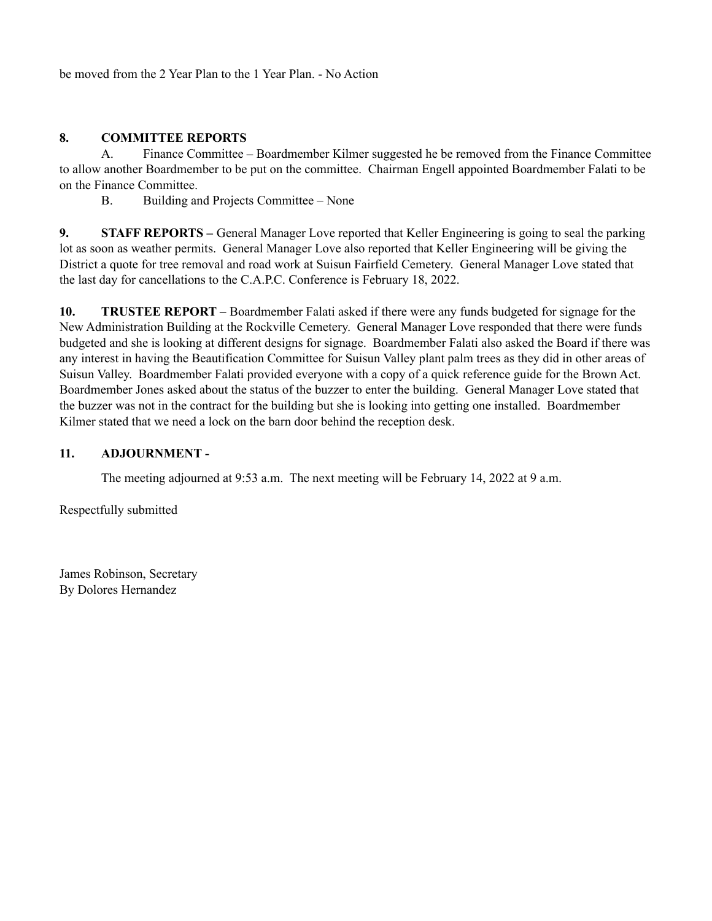be moved from the 2 Year Plan to the 1 Year Plan. - No Action

**8. COMMITTEE REPORTS**

A. Finance Committee – Boardmember Kilmer suggested he be removed from the Finance Committee to allow another Boardmember to be put on the committee. Chairman Engell appointed Boardmember Falati to be on the Finance Committee.

B. Building and Projects Committee – None

**9. STAFF REPORTS –** General Manager Love reported that Keller Engineering is going to seal the parking lot as soon as weather permits. General Manager Love also reported that Keller Engineering will be giving the District a quote for tree removal and road work at Suisun Fairfield Cemetery. General Manager Love stated that the last day for cancellations to the C.A.P.C. Conference is February 18, 2022.

**10. TRUSTEE REPORT –** Boardmember Falati asked if there were any funds budgeted for signage for the New Administration Building at the Rockville Cemetery. General Manager Love responded that there were funds budgeted and she is looking at different designs for signage. Boardmember Falati also asked the Board if there was any interest in having the Beautification Committee for Suisun Valley plant palm trees as they did in other areas of Suisun Valley. Boardmember Falati provided everyone with a copy of a quick reference guide for the Brown Act. Boardmember Jones asked about the status of the buzzer to enter the building. General Manager Love stated that the buzzer was not in the contract for the building but she is looking into getting one installed. Boardmember Kilmer stated that we need a lock on the barn door behind the reception desk.

**11. ADJOURNMENT -**

The meeting adjourned at 9:53 a.m. The next meeting will be February 14, 2022 at 9 a.m.

Respectfully submitted

James Robinson, Secretary
By Dolores Hernandez